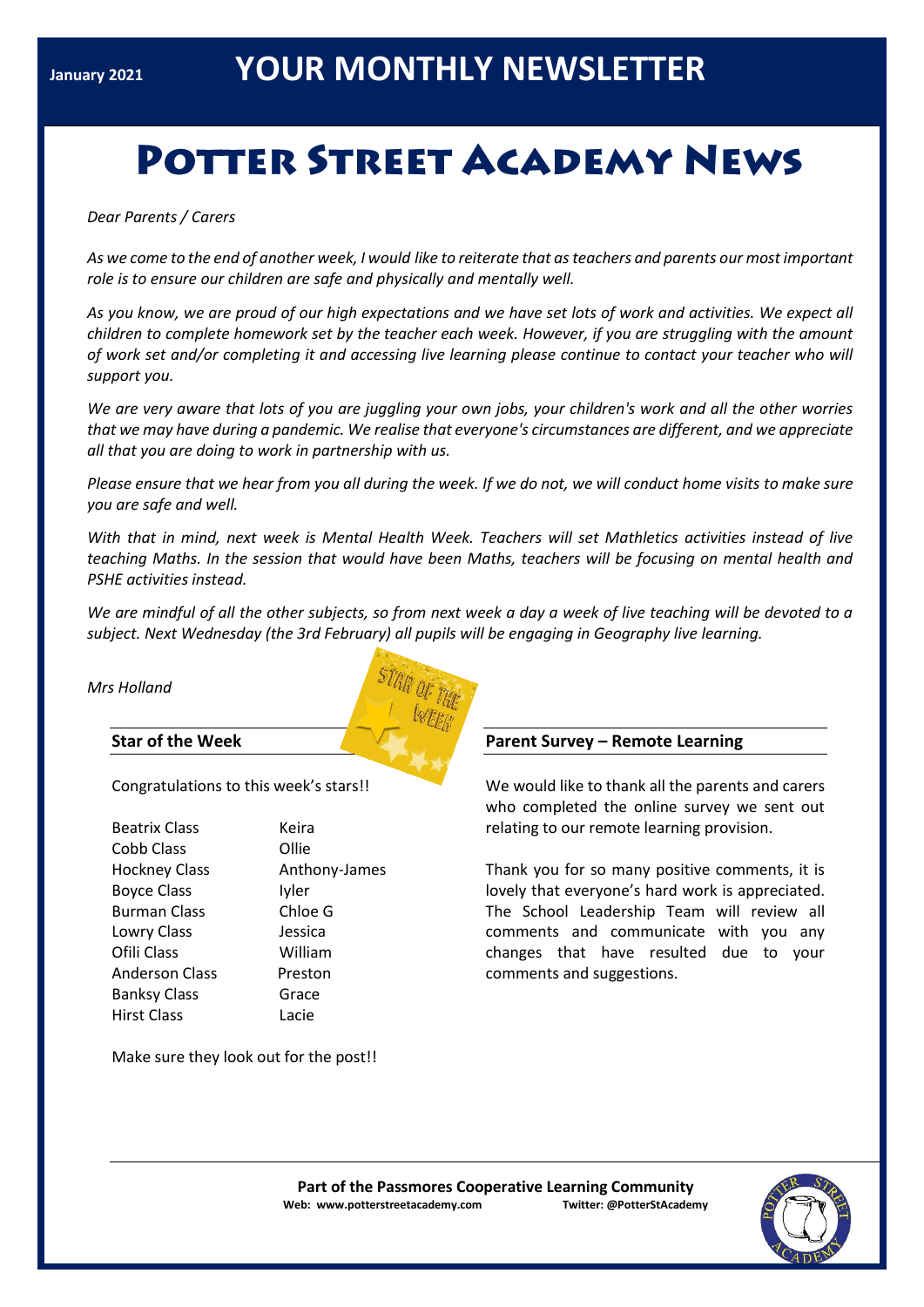January 2021

# YOUR MONTHLY NEWSLETTER

# Potter Street Academy News

*Dear Parents / Carers*

*As we come to the end of another week, I would like to reiterate that as teachers and parents our most important role is to ensure our children are safe and physically and mentally well.*

*As you know, we are proud of our high expectations and we have set lots of work and activities. We expect all children to complete homework set by the teacher each week. However, if you are struggling with the amount of work set and/or completing it and accessing live learning please continue to contact your teacher who will support you.*

*We are very aware that lots of you are juggling your own jobs, your children's work and all the other worries that we may have during a pandemic. We realise that everyone's circumstances are different, and we appreciate all that you are doing to work in partnership with us.*

*Please ensure that we hear from you all during the week. If we do not, we will conduct home visits to make sure you are safe and well.*

*With that in mind, next week is Mental Health Week. Teachers will set Mathletics activities instead of live teaching Maths. In the session that would have been Maths, teachers will be focusing on mental health and PSHE activities instead.*

*We are mindful of all the other subjects, so from next week a day a week of live teaching will be devoted to a subject. Next Wednesday (the 3rd February) all pupils will be engaging in Geography live learning.*

*Mrs Holland*

## Star of the Week

Congratulations to this week's stars!!

| Class | Star |
|---|---|
| Beatrix Class | Keira |
| Cobb Class | Ollie |
| Hockney Class | Anthony-James |
| Boyce Class | Iyler |
| Burman Class | Chloe G |
| Lowry Class | Jessica |
| Ofili Class | William |
| Anderson Class | Preston |
| Banksy Class | Grace |
| Hirst Class | Lacie |

Make sure they look out for the post!!

## Parent Survey – Remote Learning

We would like to thank all the parents and carers who completed the online survey we sent out relating to our remote learning provision.

Thank you for so many positive comments, it is lovely that everyone's hard work is appreciated. The School Leadership Team will review all comments and communicate with you any changes that have resulted due to your comments and suggestions.

**Part of the Passmores Cooperative Learning Community**
**Web: www.potterstreetacademy.com** **Twitter: @PotterStAcademy**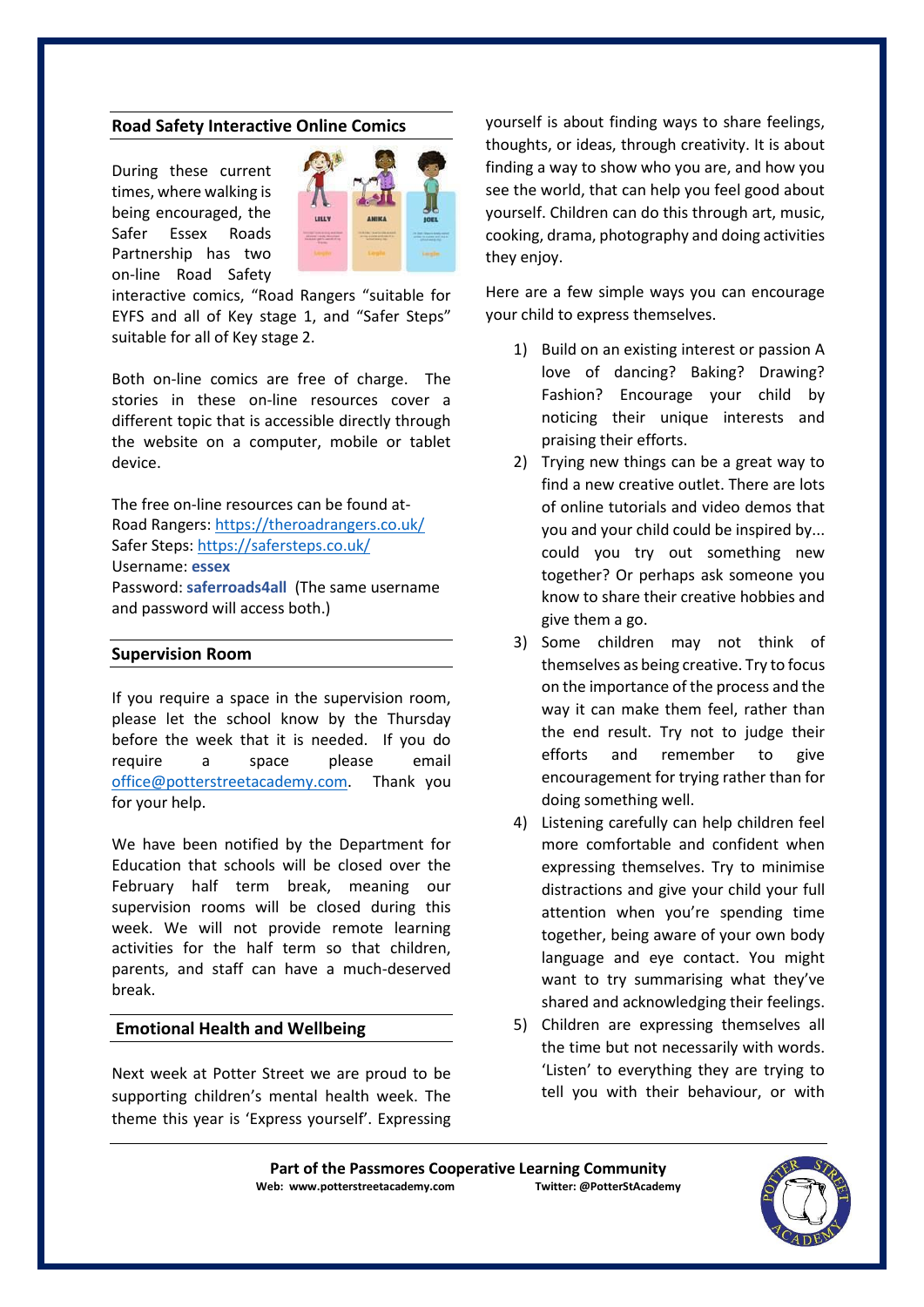## Road Safety Interactive Online Comics

During these current times, where walking is being encouraged, the Safer Essex Roads Partnership has two on-line Road Safety interactive comics, "Road Rangers "suitable for EYFS and all of Key stage 1, and "Safer Steps" suitable for all of Key stage 2.

Both on-line comics are free of charge. The stories in these on-line resources cover a different topic that is accessible directly through the website on a computer, mobile or tablet device.

The free on-line resources can be found at-
Road Rangers: [https://theroadrangers.co.uk/](https://theroadrangers.co.uk/)
Safer Steps: [https://safersteps.co.uk/](https://safersteps.co.uk/)
Username: **essex**
Password: **saferroads4all** (The same username and password will access both.)

## Supervision Room

If you require a space in the supervision room, please let the school know by the Thursday before the week that it is needed. If you do require a space please email [office@potterstreetacademy.com](mailto:office@potterstreetacademy.com). Thank you for your help.

We have been notified by the Department for Education that schools will be closed over the February half term break, meaning our supervision rooms will be closed during this week. We will not provide remote learning activities for the half term so that children, parents, and staff can have a much-deserved break.

## Emotional Health and Wellbeing

Next week at Potter Street we are proud to be supporting children's mental health week. The theme this year is 'Express yourself'. Expressing yourself is about finding ways to share feelings, thoughts, or ideas, through creativity. It is about finding a way to show who you are, and how you see the world, that can help you feel good about yourself. Children can do this through art, music, cooking, drama, photography and doing activities they enjoy.

Here are a few simple ways you can encourage your child to express themselves.

1) Build on an existing interest or passion A love of dancing? Baking? Drawing? Fashion? Encourage your child by noticing their unique interests and praising their efforts.
2) Trying new things can be a great way to find a new creative outlet. There are lots of online tutorials and video demos that you and your child could be inspired by... could you try out something new together? Or perhaps ask someone you know to share their creative hobbies and give them a go.
3) Some children may not think of themselves as being creative. Try to focus on the importance of the process and the way it can make them feel, rather than the end result. Try not to judge their efforts and remember to give encouragement for trying rather than for doing something well.
4) Listening carefully can help children feel more comfortable and confident when expressing themselves. Try to minimise distractions and give your child your full attention when you're spending time together, being aware of your own body language and eye contact. You might want to try summarising what they've shared and acknowledging their feelings.
5) Children are expressing themselves all the time but not necessarily with words. 'Listen' to everything they are trying to tell you with their behaviour, or with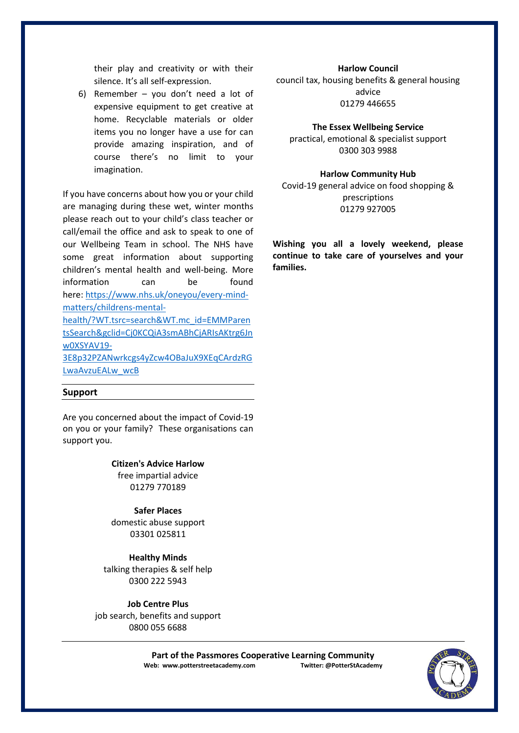their play and creativity or with their silence. It's all self-expression.

6) Remember – you don't need a lot of expensive equipment to get creative at home. Recyclable materials or older items you no longer have a use for can provide amazing inspiration, and of course there's no limit to your imagination.

If you have concerns about how you or your child are managing during these wet, winter months please reach out to your child's class teacher or call/email the office and ask to speak to one of our Wellbeing Team in school. The NHS have some great information about supporting children's mental health and well-being. More information can be found here: https://www.nhs.uk/oneyou/every-mind-matters/childrens-mental-health/?WT.tsrc=search&WT.mc_id=EMMParentsSearch&gclid=Cj0KCQiA3smABhCjARIsAKtrg6Jnw0XSYAV19-3E8p32PZANwrkcgs4yZcw4OBaJuX9XEqCArdzRGLwaAvzuEALw_wcB

## Support

Are you concerned about the impact of Covid-19 on you or your family? These organisations can support you.

**Citizen's Advice Harlow**
free impartial advice
01279 770189

**Safer Places**
domestic abuse support
03301 025811

**Healthy Minds**
talking therapies & self help
0300 222 5943

**Job Centre Plus**
job search, benefits and support
0800 055 6688

**Harlow Council**
council tax, housing benefits & general housing advice
01279 446655

**The Essex Wellbeing Service**
practical, emotional & specialist support
0300 303 9988

**Harlow Community Hub**
Covid-19 general advice on food shopping & prescriptions
01279 927005

**Wishing you all a lovely weekend, please continue to take care of yourselves and your families.**